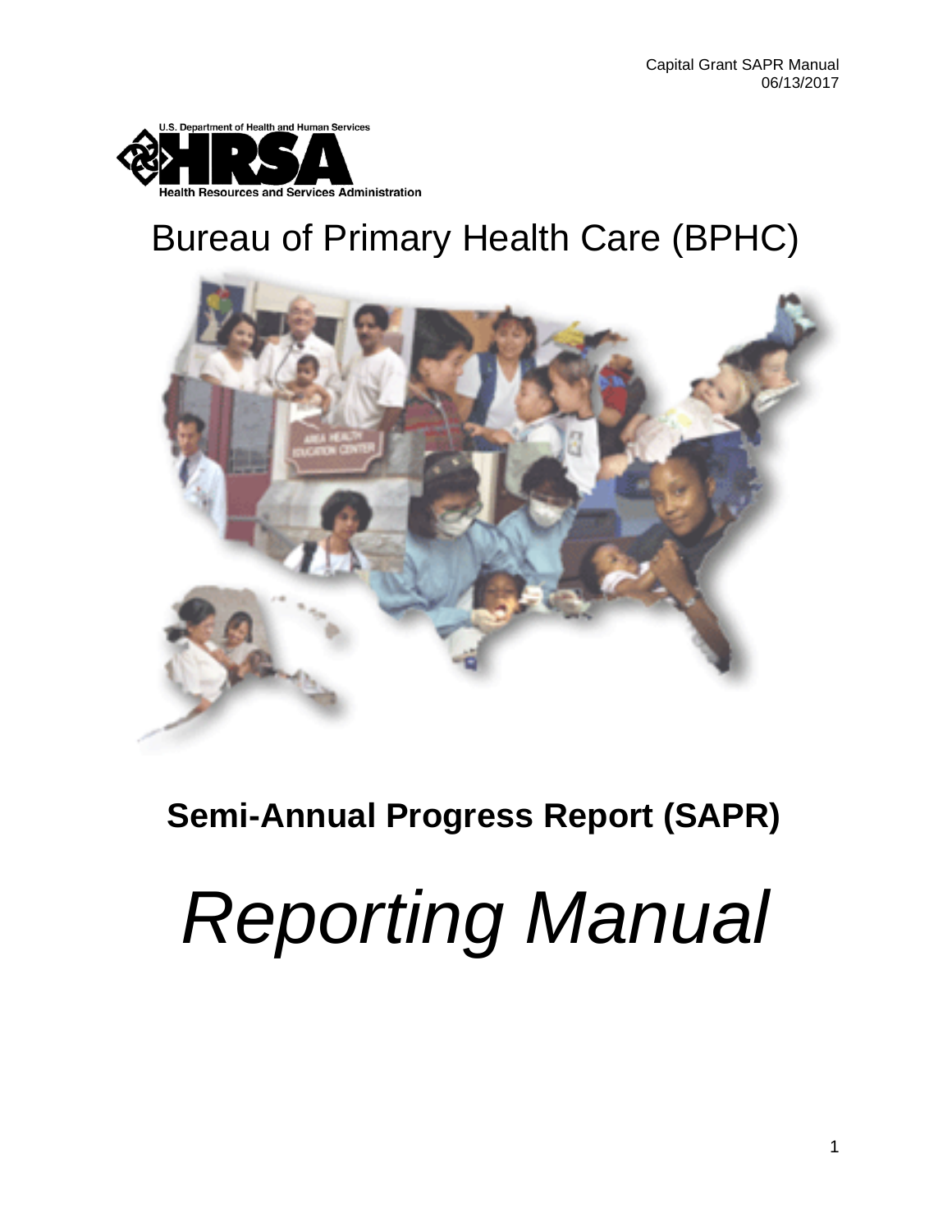U.S. Department of Health and Human Services

HRSA

Health Resources and Services Administration

# Bureau of Primary Health Care (BPHC)

## Semi-Annual Progress Report (SAPR)

# *Reporting Manual*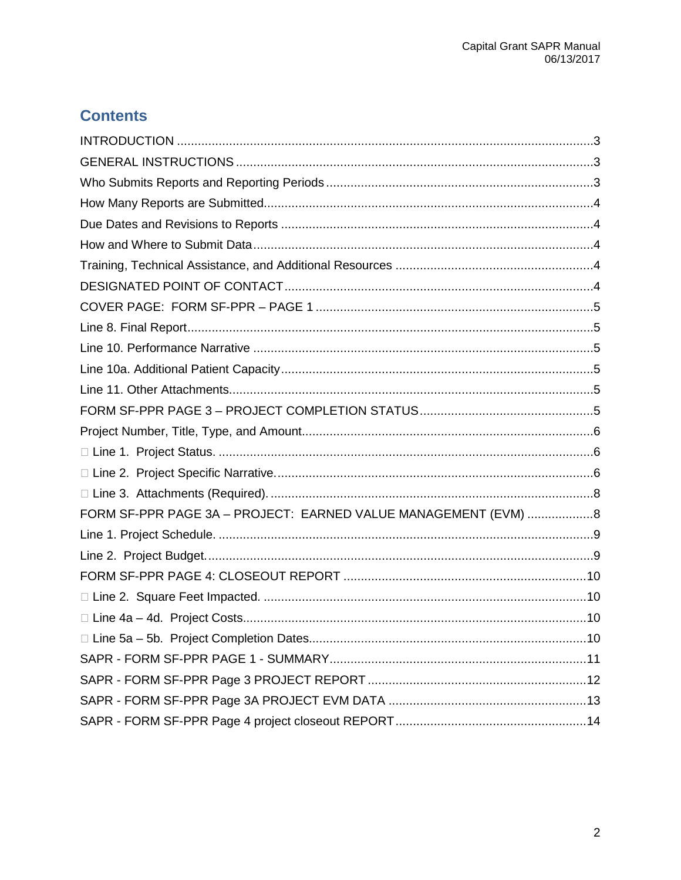## Contents

INTRODUCTION ........................................................................................................ 3
GENERAL INSTRUCTIONS ...................................................................................... 3
Who Submits Reports and Reporting Periods ............................................................. 3
How Many Reports are Submitted ............................................................................. 4
Due Dates and Revisions to Reports .......................................................................... 4
How and Where to Submit Data ................................................................................ 4
Training, Technical Assistance, and Additional Resources .......................................... 4
DESIGNATED POINT OF CONTACT ......................................................................... 4
COVER PAGE: FORM SF-PPR – PAGE 1 ................................................................ 5
Line 8. Final Report ................................................................................................... 5
Line 10. Performance Narrative .................................................................................. 5
Line 10a. Additional Patient Capacity ......................................................................... 5
Line 11. Other Attachments ........................................................................................ 5
FORM SF-PPR PAGE 3 – PROJECT COMPLETION STATUS ................................... 5
Project Number, Title, Type, and Amount .................................................................... 6
 Line 1. Project Status. ............................................................................................ 6
 Line 2. Project Specific Narrative. ............................................................................ 6
 Line 3. Attachments (Required). ............................................................................. 8
FORM SF-PPR PAGE 3A – PROJECT: EARNED VALUE MANAGEMENT (EVM) .................. 8
Line 1. Project Schedule. ........................................................................................... 9
Line 2. Project Budget. ............................................................................................. 9
FORM SF-PPR PAGE 4: CLOSEOUT REPORT ....................................................... 10
 Line 2. Square Feet Impacted. ............................................................................. 10
 Line 4a – 4d. Project Costs .................................................................................. 10
 Line 5a – 5b. Project Completion Dates ................................................................ 10
SAPR - FORM SF-PPR PAGE 1 - SUMMARY .......................................................... 11
SAPR - FORM SF-PPR Page 3 PROJECT REPORT ................................................ 12
SAPR - FORM SF-PPR Page 3A PROJECT EVM DATA .......................................... 13
SAPR - FORM SF-PPR Page 4 project closeout REPORT ........................................ 14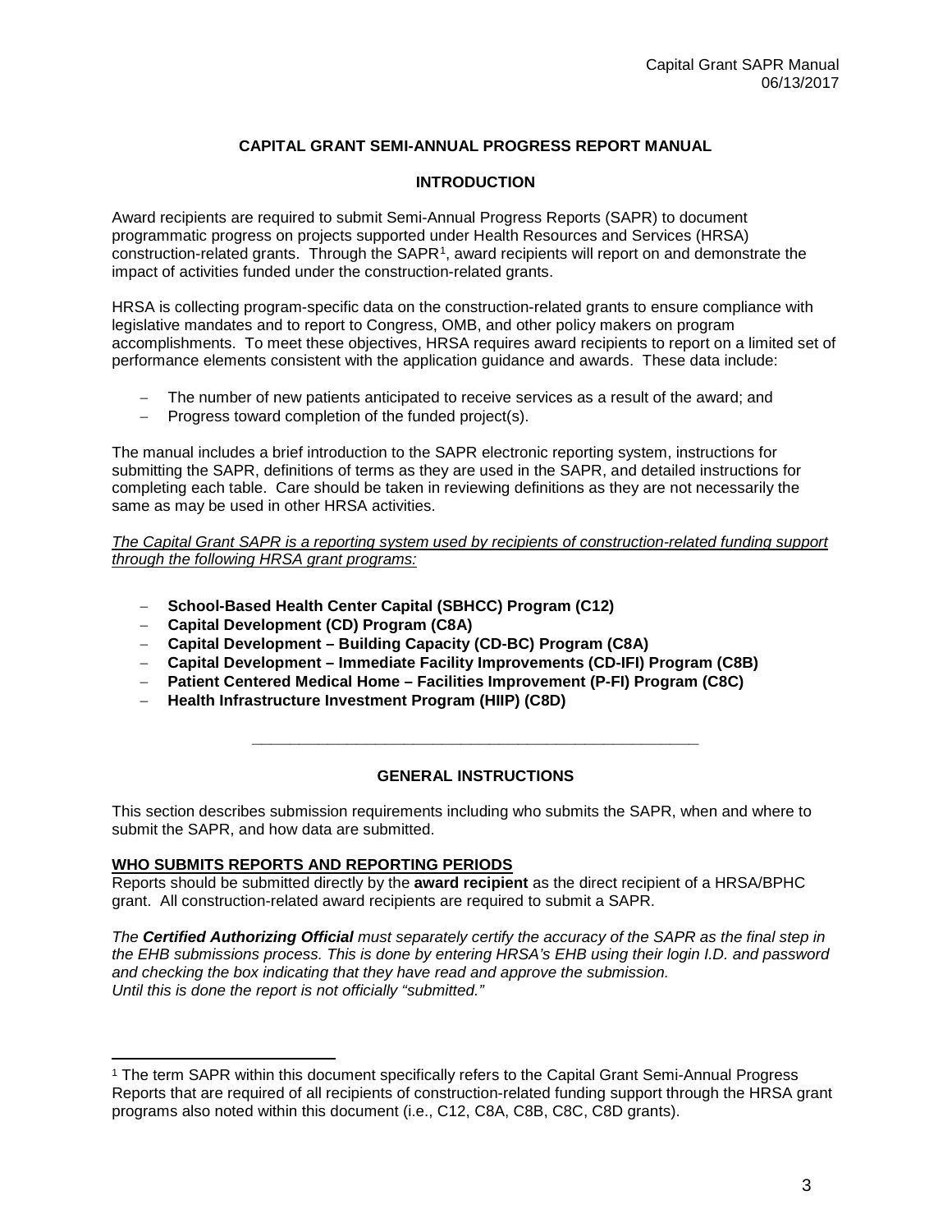**CAPITAL GRANT SEMI-ANNUAL PROGRESS REPORT MANUAL**

## INTRODUCTION

Award recipients are required to submit Semi-Annual Progress Reports (SAPR) to document programmatic progress on projects supported under Health Resources and Services (HRSA) construction-related grants. Through the SAPR[1], award recipients will report on and demonstrate the impact of activities funded under the construction-related grants.

HRSA is collecting program-specific data on the construction-related grants to ensure compliance with legislative mandates and to report to Congress, OMB, and other policy makers on program accomplishments. To meet these objectives, HRSA requires award recipients to report on a limited set of performance elements consistent with the application guidance and awards. These data include:

- The number of new patients anticipated to receive services as a result of the award; and
- Progress toward completion of the funded project(s).

The manual includes a brief introduction to the SAPR electronic reporting system, instructions for submitting the SAPR, definitions of terms as they are used in the SAPR, and detailed instructions for completing each table. Care should be taken in reviewing definitions as they are not necessarily the same as may be used in other HRSA activities.

*The Capital Grant SAPR is a reporting system used by recipients of construction-related funding support through the following HRSA grant programs:*

- **School-Based Health Center Capital (SBHCC) Program (C12)**
- **Capital Development (CD) Program (C8A)**
- **Capital Development – Building Capacity (CD-BC) Program (C8A)**
- **Capital Development – Immediate Facility Improvements (CD-IFI) Program (C8B)**
- **Patient Centered Medical Home – Facilities Improvement (P-FI) Program (C8C)**
- **Health Infrastructure Investment Program (HIIP) (C8D)**

---

## GENERAL INSTRUCTIONS

This section describes submission requirements including who submits the SAPR, when and where to submit the SAPR, and how data are submitted.

### WHO SUBMITS REPORTS AND REPORTING PERIODS

Reports should be submitted directly by the **award recipient** as the direct recipient of a HRSA/BPHC grant. All construction-related award recipients are required to submit a SAPR.

*The **Certified Authorizing Official** must separately certify the accuracy of the SAPR as the final step in the EHB submissions process. This is done by entering HRSA's EHB using their login I.D. and password and checking the box indicating that they have read and approve the submission. Until this is done the report is not officially "submitted."*

[1] The term SAPR within this document specifically refers to the Capital Grant Semi-Annual Progress Reports that are required of all recipients of construction-related funding support through the HRSA grant programs also noted within this document (i.e., C12, C8A, C8B, C8C, C8D grants).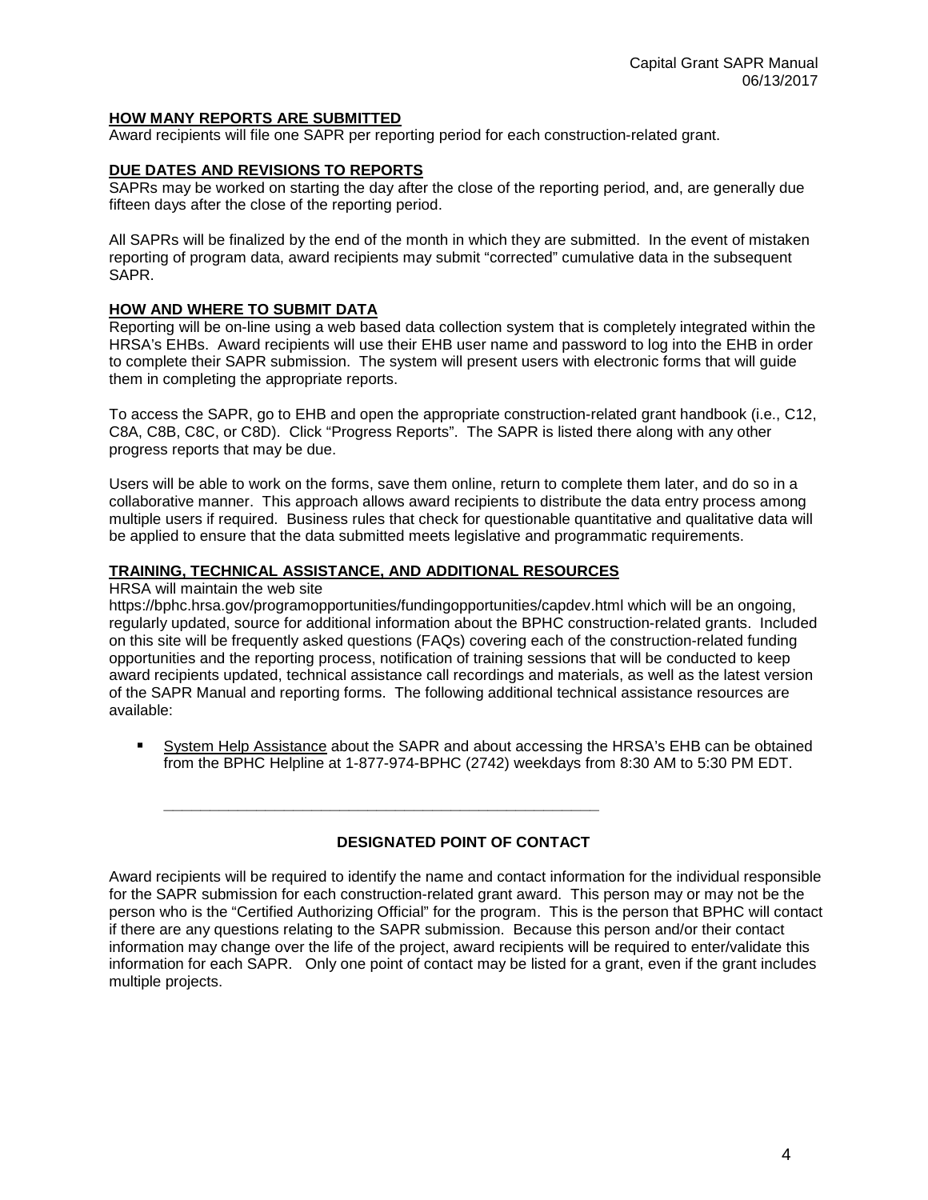### HOW MANY REPORTS ARE SUBMITTED

Award recipients will file one SAPR per reporting period for each construction-related grant.

### DUE DATES AND REVISIONS TO REPORTS

SAPRs may be worked on starting the day after the close of the reporting period, and, are generally due fifteen days after the close of the reporting period.

All SAPRs will be finalized by the end of the month in which they are submitted. In the event of mistaken reporting of program data, award recipients may submit "corrected" cumulative data in the subsequent SAPR.

### HOW AND WHERE TO SUBMIT DATA

Reporting will be on-line using a web based data collection system that is completely integrated within the HRSA's EHBs. Award recipients will use their EHB user name and password to log into the EHB in order to complete their SAPR submission. The system will present users with electronic forms that will guide them in completing the appropriate reports.

To access the SAPR, go to EHB and open the appropriate construction-related grant handbook (i.e., C12, C8A, C8B, C8C, or C8D). Click "Progress Reports". The SAPR is listed there along with any other progress reports that may be due.

Users will be able to work on the forms, save them online, return to complete them later, and do so in a collaborative manner. This approach allows award recipients to distribute the data entry process among multiple users if required. Business rules that check for questionable quantitative and qualitative data will be applied to ensure that the data submitted meets legislative and programmatic requirements.

### TRAINING, TECHNICAL ASSISTANCE, AND ADDITIONAL RESOURCES

HRSA will maintain the web site https://bphc.hrsa.gov/programopportunities/fundingopportunities/capdev.html which will be an ongoing, regularly updated, source for additional information about the BPHC construction-related grants. Included on this site will be frequently asked questions (FAQs) covering each of the construction-related funding opportunities and the reporting process, notification of training sessions that will be conducted to keep award recipients updated, technical assistance call recordings and materials, as well as the latest version of the SAPR Manual and reporting forms. The following additional technical assistance resources are available:

- System Help Assistance about the SAPR and about accessing the HRSA's EHB can be obtained from the BPHC Helpline at 1-877-974-BPHC (2742) weekdays from 8:30 AM to 5:30 PM EDT.

---

## DESIGNATED POINT OF CONTACT

Award recipients will be required to identify the name and contact information for the individual responsible for the SAPR submission for each construction-related grant award. This person may or may not be the person who is the "Certified Authorizing Official" for the program. This is the person that BPHC will contact if there are any questions relating to the SAPR submission. Because this person and/or their contact information may change over the life of the project, award recipients will be required to enter/validate this information for each SAPR. Only one point of contact may be listed for a grant, even if the grant includes multiple projects.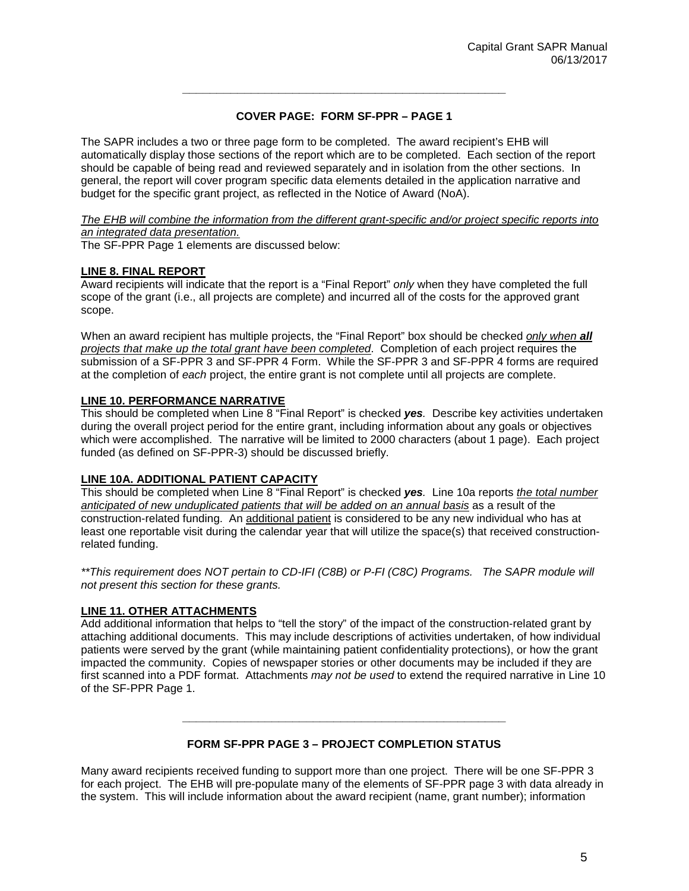## COVER PAGE: FORM SF-PPR – PAGE 1

The SAPR includes a two or three page form to be completed. The award recipient's EHB will automatically display those sections of the report which are to be completed. Each section of the report should be capable of being read and reviewed separately and in isolation from the other sections. In general, the report will cover program specific data elements detailed in the application narrative and budget for the specific grant project, as reflected in the Notice of Award (NoA).

*The EHB will combine the information from the different grant-specific and/or project specific reports into an integrated data presentation.*

The SF-PPR Page 1 elements are discussed below:

### LINE 8. FINAL REPORT

Award recipients will indicate that the report is a "Final Report" *only* when they have completed the full scope of the grant (i.e., all projects are complete) and incurred all of the costs for the approved grant scope.

When an award recipient has multiple projects, the "Final Report" box should be checked *only when **all** projects that make up the total grant have been completed*. Completion of each project requires the submission of a SF-PPR 3 and SF-PPR 4 Form. While the SF-PPR 3 and SF-PPR 4 forms are required at the completion of *each* project, the entire grant is not complete until all projects are complete.

### LINE 10. PERFORMANCE NARRATIVE

This should be completed when Line 8 "Final Report" is checked ***yes***. Describe key activities undertaken during the overall project period for the entire grant, including information about any goals or objectives which were accomplished. The narrative will be limited to 2000 characters (about 1 page). Each project funded (as defined on SF-PPR-3) should be discussed briefly.

### LINE 10A. ADDITIONAL PATIENT CAPACITY

This should be completed when Line 8 "Final Report" is checked ***yes***. Line 10a reports *the total number anticipated of new unduplicated patients that will be added on an annual basis* as a result of the construction-related funding. An additional patient is considered to be any new individual who has at least one reportable visit during the calendar year that will utilize the space(s) that received construction-related funding.

*\*\*This requirement does NOT pertain to CD-IFI (C8B) or P-FI (C8C) Programs. The SAPR module will not present this section for these grants.*

### LINE 11. OTHER ATTACHMENTS

Add additional information that helps to "tell the story" of the impact of the construction-related grant by attaching additional documents. This may include descriptions of activities undertaken, of how individual patients were served by the grant (while maintaining patient confidentiality protections), or how the grant impacted the community. Copies of newspaper stories or other documents may be included if they are first scanned into a PDF format. Attachments *may not be used* to extend the required narrative in Line 10 of the SF-PPR Page 1.

## FORM SF-PPR PAGE 3 – PROJECT COMPLETION STATUS

Many award recipients received funding to support more than one project. There will be one SF-PPR 3 for each project. The EHB will pre-populate many of the elements of SF-PPR page 3 with data already in the system. This will include information about the award recipient (name, grant number); information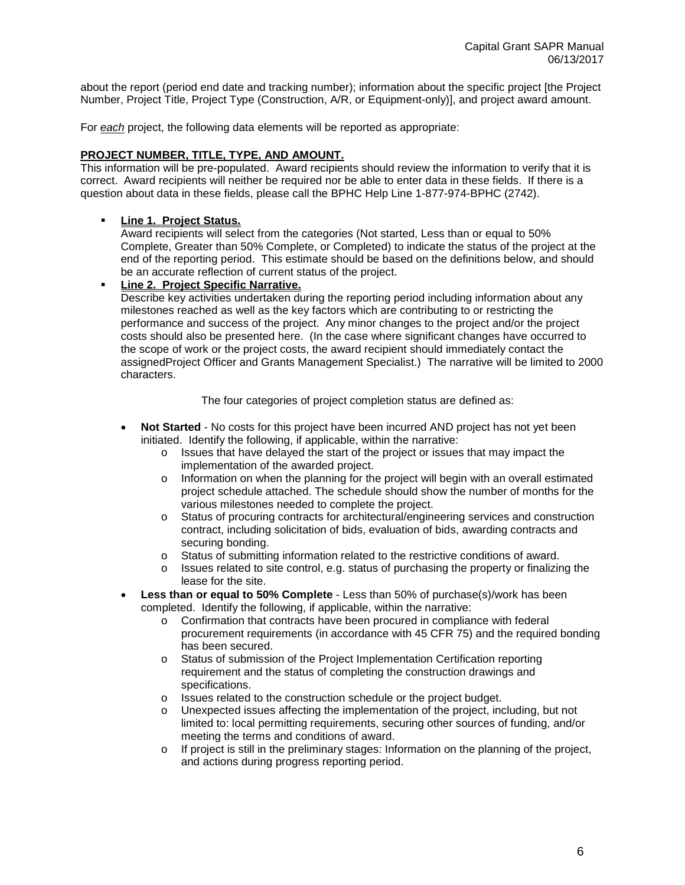about the report (period end date and tracking number); information about the specific project [the Project Number, Project Title, Project Type (Construction, A/R, or Equipment-only)], and project award amount.

For *each* project, the following data elements will be reported as appropriate:

**PROJECT NUMBER, TITLE, TYPE, AND AMOUNT.**

This information will be pre-populated. Award recipients should review the information to verify that it is correct. Award recipients will neither be required nor be able to enter data in these fields. If there is a question about data in these fields, please call the BPHC Help Line 1-877-974-BPHC (2742).

- **Line 1. Project Status.**
  Award recipients will select from the categories (Not started, Less than or equal to 50% Complete, Greater than 50% Complete, or Completed) to indicate the status of the project at the end of the reporting period. This estimate should be based on the definitions below, and should be an accurate reflection of current status of the project.
- **Line 2. Project Specific Narrative.**
  Describe key activities undertaken during the reporting period including information about any milestones reached as well as the key factors which are contributing to or restricting the performance and success of the project. Any minor changes to the project and/or the project costs should also be presented here. (In the case where significant changes have occurred to the scope of work or the project costs, the award recipient should immediately contact the assignedProject Officer and Grants Management Specialist.) The narrative will be limited to 2000 characters.

The four categories of project completion status are defined as:

- **Not Started** - No costs for this project have been incurred AND project has not yet been initiated. Identify the following, if applicable, within the narrative:
  - Issues that have delayed the start of the project or issues that may impact the implementation of the awarded project.
  - Information on when the planning for the project will begin with an overall estimated project schedule attached. The schedule should show the number of months for the various milestones needed to complete the project.
  - Status of procuring contracts for architectural/engineering services and construction contract, including solicitation of bids, evaluation of bids, awarding contracts and securing bonding.
  - Status of submitting information related to the restrictive conditions of award.
  - Issues related to site control, e.g. status of purchasing the property or finalizing the lease for the site.
- **Less than or equal to 50% Complete** - Less than 50% of purchase(s)/work has been completed. Identify the following, if applicable, within the narrative:
  - Confirmation that contracts have been procured in compliance with federal procurement requirements (in accordance with 45 CFR 75) and the required bonding has been secured.
  - Status of submission of the Project Implementation Certification reporting requirement and the status of completing the construction drawings and specifications.
  - Issues related to the construction schedule or the project budget.
  - Unexpected issues affecting the implementation of the project, including, but not limited to: local permitting requirements, securing other sources of funding, and/or meeting the terms and conditions of award.
  - If project is still in the preliminary stages: Information on the planning of the project, and actions during progress reporting period.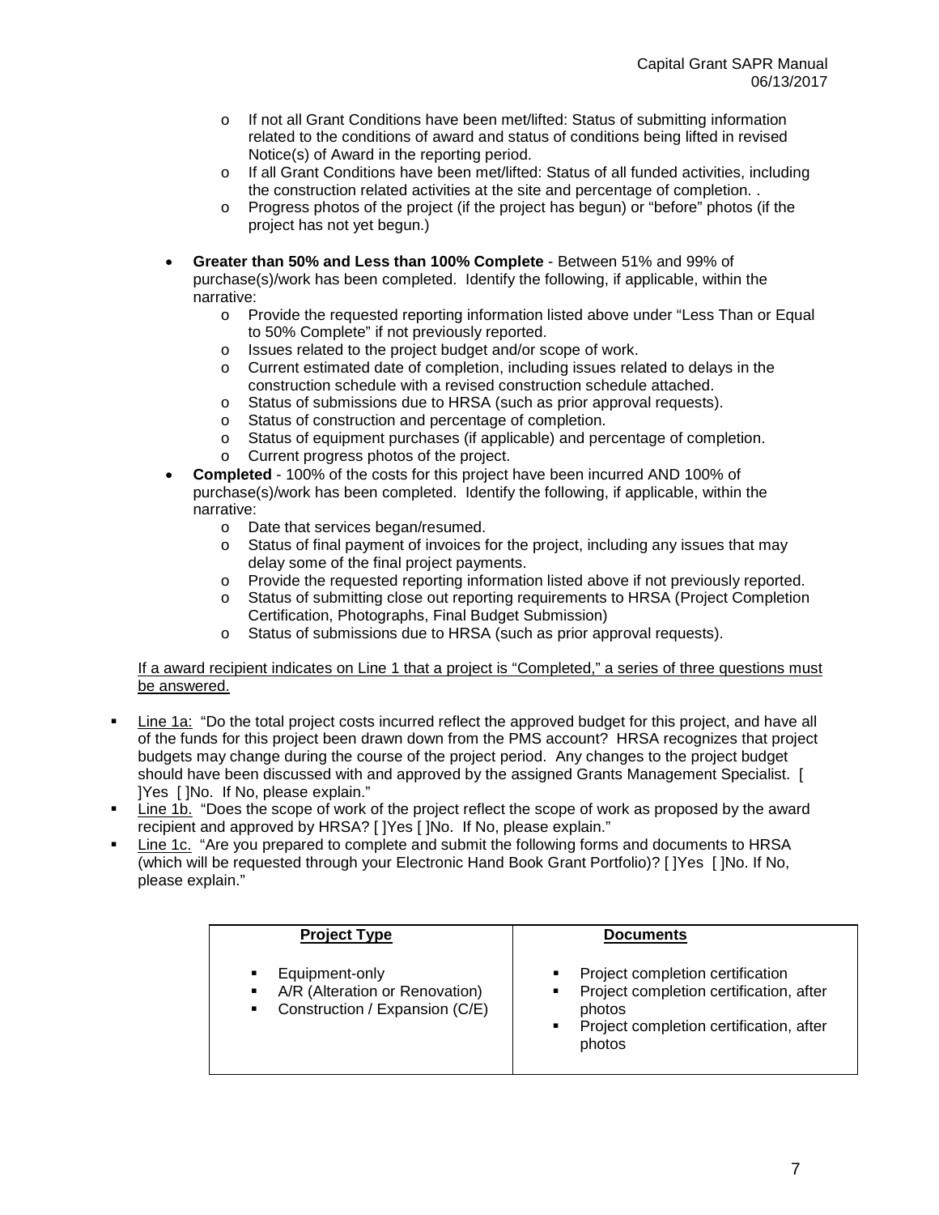- If not all Grant Conditions have been met/lifted: Status of submitting information related to the conditions of award and status of conditions being lifted in revised Notice(s) of Award in the reporting period.
  - If all Grant Conditions have been met/lifted: Status of all funded activities, including the construction related activities at the site and percentage of completion. .
  - Progress photos of the project (if the project has begun) or "before" photos (if the project has not yet begun.)

- **Greater than 50% and Less than 100% Complete** - Between 51% and 99% of purchase(s)/work has been completed. Identify the following, if applicable, within the narrative:
  - Provide the requested reporting information listed above under "Less Than or Equal to 50% Complete" if not previously reported.
  - Issues related to the project budget and/or scope of work.
  - Current estimated date of completion, including issues related to delays in the construction schedule with a revised construction schedule attached.
  - Status of submissions due to HRSA (such as prior approval requests).
  - Status of construction and percentage of completion.
  - Status of equipment purchases (if applicable) and percentage of completion.
  - Current progress photos of the project.
- **Completed** - 100% of the costs for this project have been incurred AND 100% of purchase(s)/work has been completed. Identify the following, if applicable, within the narrative:
  - Date that services began/resumed.
  - Status of final payment of invoices for the project, including any issues that may delay some of the final project payments.
  - Provide the requested reporting information listed above if not previously reported.
  - Status of submitting close out reporting requirements to HRSA (Project Completion Certification, Photographs, Final Budget Submission)
  - Status of submissions due to HRSA (such as prior approval requests).

<u>If a award recipient indicates on Line 1 that a project is "Completed," a series of three questions must be answered.</u>

- <u>Line 1a:</u> "Do the total project costs incurred reflect the approved budget for this project, and have all of the funds for this project been drawn down from the PMS account? HRSA recognizes that project budgets may change during the course of the project period. Any changes to the project budget should have been discussed with and approved by the assigned Grants Management Specialist. [ ]Yes [ ]No. If No, please explain."
- <u>Line 1b.</u> "Does the scope of work of the project reflect the scope of work as proposed by the award recipient and approved by HRSA? [ ]Yes [ ]No. If No, please explain."
- <u>Line 1c.</u> "Are you prepared to complete and submit the following forms and documents to HRSA (which will be requested through your Electronic Hand Book Grant Portfolio)? [ ]Yes [ ]No. If No, please explain."

| **Project Type** | **Documents** |
|---|---|
| Equipment-only | Project completion certification |
| A/R (Alteration or Renovation) | Project completion certification, after photos |
| Construction / Expansion (C/E) | Project completion certification, after photos |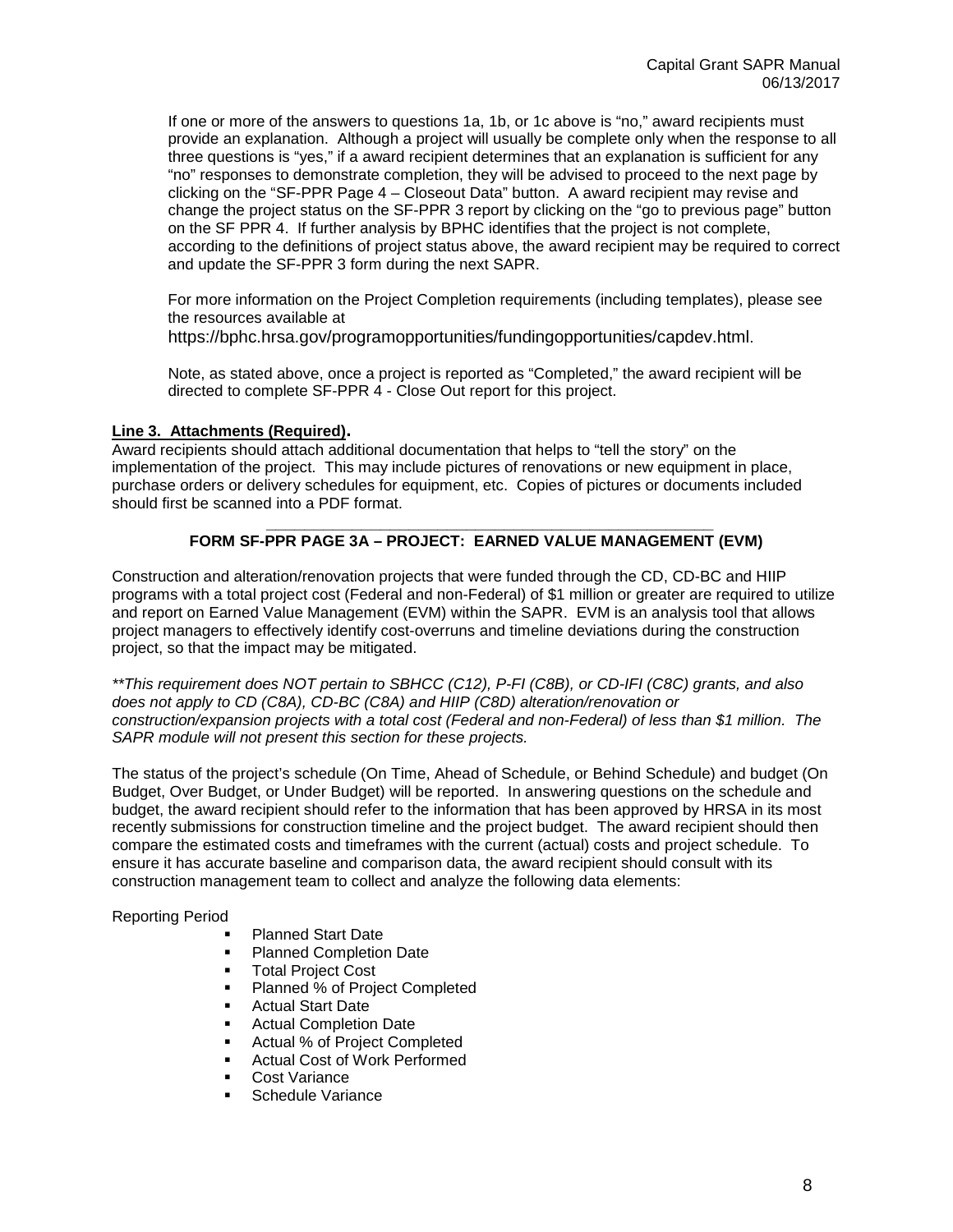If one or more of the answers to questions 1a, 1b, or 1c above is "no," award recipients must provide an explanation. Although a project will usually be complete only when the response to all three questions is "yes," if a award recipient determines that an explanation is sufficient for any "no" responses to demonstrate completion, they will be advised to proceed to the next page by clicking on the "SF-PPR Page 4 – Closeout Data" button. A award recipient may revise and change the project status on the SF-PPR 3 report by clicking on the "go to previous page" button on the SF PPR 4. If further analysis by BPHC identifies that the project is not complete, according to the definitions of project status above, the award recipient may be required to correct and update the SF-PPR 3 form during the next SAPR.

For more information on the Project Completion requirements (including templates), please see the resources available at https://bphc.hrsa.gov/programopportunities/fundingopportunities/capdev.html.

Note, as stated above, once a project is reported as "Completed," the award recipient will be directed to complete SF-PPR 4 - Close Out report for this project.

**Line 3. Attachments (Required).**

Award recipients should attach additional documentation that helps to "tell the story" on the implementation of the project. This may include pictures of renovations or new equipment in place, purchase orders or delivery schedules for equipment, etc. Copies of pictures or documents included should first be scanned into a PDF format.

---

## FORM SF-PPR PAGE 3A – PROJECT: EARNED VALUE MANAGEMENT (EVM)

Construction and alteration/renovation projects that were funded through the CD, CD-BC and HIIP programs with a total project cost (Federal and non-Federal) of $1 million or greater are required to utilize and report on Earned Value Management (EVM) within the SAPR. EVM is an analysis tool that allows project managers to effectively identify cost-overruns and timeline deviations during the construction project, so that the impact may be mitigated.

*\*\*This requirement does NOT pertain to SBHCC (C12), P-FI (C8B), or CD-IFI (C8C) grants, and also does not apply to CD (C8A), CD-BC (C8A) and HIIP (C8D) alteration/renovation or construction/expansion projects with a total cost (Federal and non-Federal) of less than $1 million. The SAPR module will not present this section for these projects.*

The status of the project's schedule (On Time, Ahead of Schedule, or Behind Schedule) and budget (On Budget, Over Budget, or Under Budget) will be reported. In answering questions on the schedule and budget, the award recipient should refer to the information that has been approved by HRSA in its most recently submissions for construction timeline and the project budget. The award recipient should then compare the estimated costs and timeframes with the current (actual) costs and project schedule. To ensure it has accurate baseline and comparison data, the award recipient should consult with its construction management team to collect and analyze the following data elements:

Reporting Period

- Planned Start Date
- Planned Completion Date
- Total Project Cost
- Planned % of Project Completed
- Actual Start Date
- Actual Completion Date
- Actual % of Project Completed
- Actual Cost of Work Performed
- Cost Variance
- Schedule Variance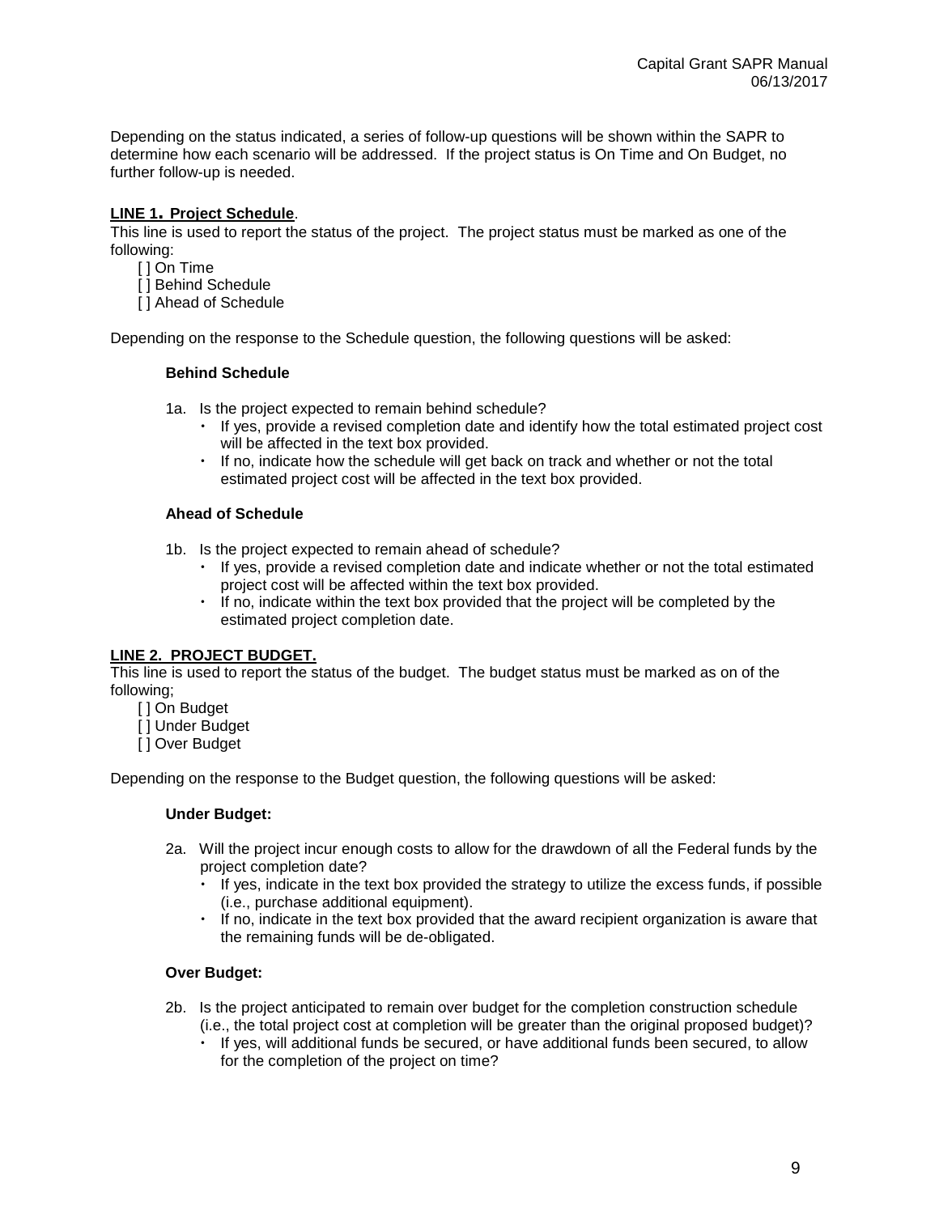Depending on the status indicated, a series of follow-up questions will be shown within the SAPR to determine how each scenario will be addressed. If the project status is On Time and On Budget, no further follow-up is needed.

**LINE 1. Project Schedule**.

This line is used to report the status of the project. The project status must be marked as one of the following:

[ ] On Time
[ ] Behind Schedule
[ ] Ahead of Schedule

Depending on the response to the Schedule question, the following questions will be asked:

**Behind Schedule**

1a. Is the project expected to remain behind schedule?

- If yes, provide a revised completion date and identify how the total estimated project cost will be affected in the text box provided.
- If no, indicate how the schedule will get back on track and whether or not the total estimated project cost will be affected in the text box provided.

**Ahead of Schedule**

1b. Is the project expected to remain ahead of schedule?

- If yes, provide a revised completion date and indicate whether or not the total estimated project cost will be affected within the text box provided.
- If no, indicate within the text box provided that the project will be completed by the estimated project completion date.

**LINE 2. PROJECT BUDGET.**

This line is used to report the status of the budget. The budget status must be marked as on of the following;

[ ] On Budget
[ ] Under Budget
[ ] Over Budget

Depending on the response to the Budget question, the following questions will be asked:

**Under Budget:**

2a. Will the project incur enough costs to allow for the drawdown of all the Federal funds by the project completion date?

- If yes, indicate in the text box provided the strategy to utilize the excess funds, if possible (i.e., purchase additional equipment).
- If no, indicate in the text box provided that the award recipient organization is aware that the remaining funds will be de-obligated.

**Over Budget:**

2b. Is the project anticipated to remain over budget for the completion construction schedule (i.e., the total project cost at completion will be greater than the original proposed budget)?

- If yes, will additional funds be secured, or have additional funds been secured, to allow for the completion of the project on time?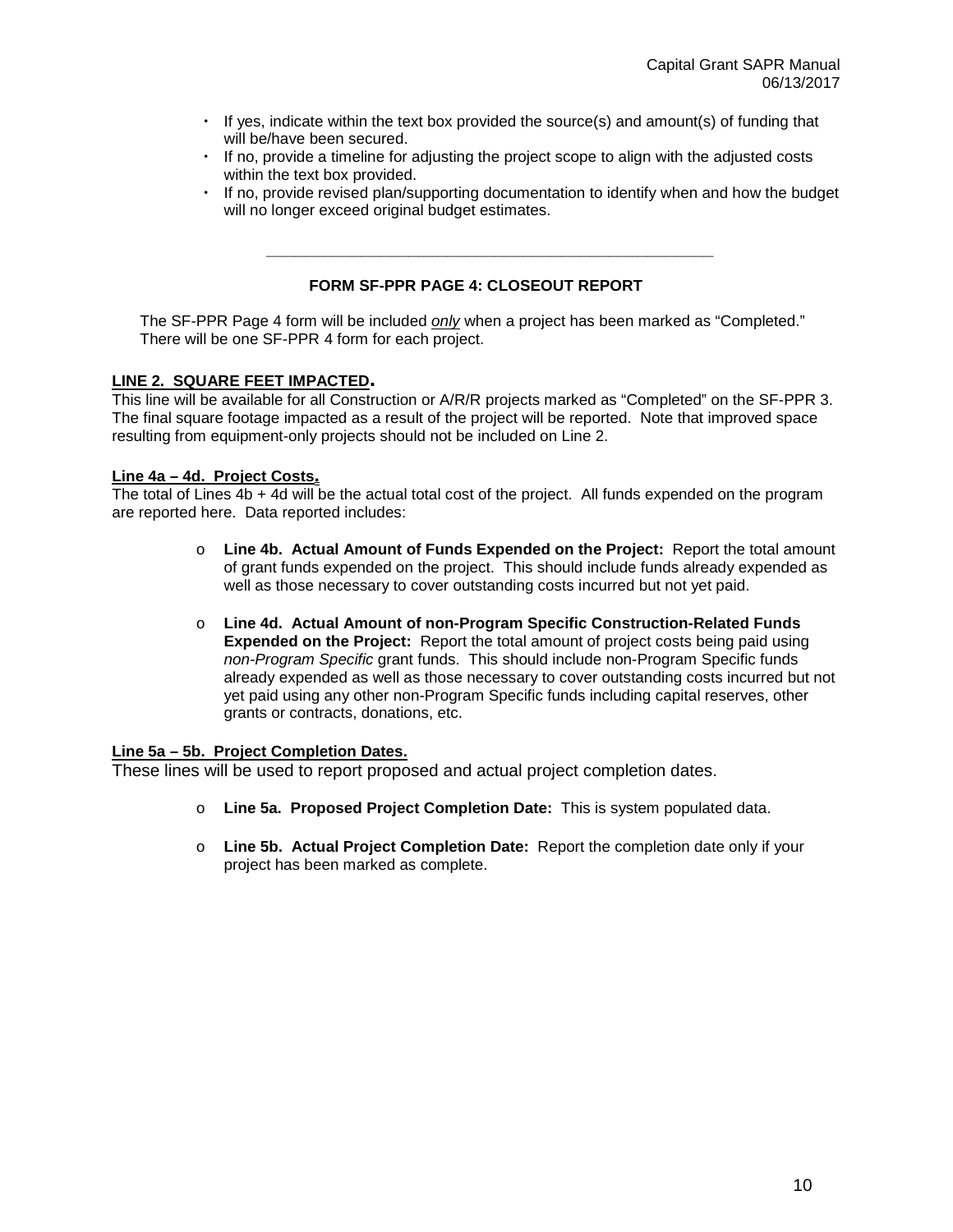- If yes, indicate within the text box provided the source(s) and amount(s) of funding that will be/have been secured.
- If no, provide a timeline for adjusting the project scope to align with the adjusted costs within the text box provided.
- If no, provide revised plan/supporting documentation to identify when and how the budget will no longer exceed original budget estimates.

---

## FORM SF-PPR PAGE 4: CLOSEOUT REPORT

The SF-PPR Page 4 form will be included *only* when a project has been marked as "Completed." There will be one SF-PPR 4 form for each project.

**LINE 2. SQUARE FEET IMPACTED.**

This line will be available for all Construction or A/R/R projects marked as "Completed" on the SF-PPR 3. The final square footage impacted as a result of the project will be reported. Note that improved space resulting from equipment-only projects should not be included on Line 2.

**Line 4a – 4d. Project Costs.**

The total of Lines 4b + 4d will be the actual total cost of the project. All funds expended on the program are reported here. Data reported includes:

- **Line 4b. Actual Amount of Funds Expended on the Project:** Report the total amount of grant funds expended on the project. This should include funds already expended as well as those necessary to cover outstanding costs incurred but not yet paid.
- **Line 4d. Actual Amount of non-Program Specific Construction-Related Funds Expended on the Project:** Report the total amount of project costs being paid using *non-Program Specific* grant funds. This should include non-Program Specific funds already expended as well as those necessary to cover outstanding costs incurred but not yet paid using any other non-Program Specific funds including capital reserves, other grants or contracts, donations, etc.

**Line 5a – 5b. Project Completion Dates.**

These lines will be used to report proposed and actual project completion dates.

- **Line 5a. Proposed Project Completion Date:** This is system populated data.
- **Line 5b. Actual Project Completion Date:** Report the completion date only if your project has been marked as complete.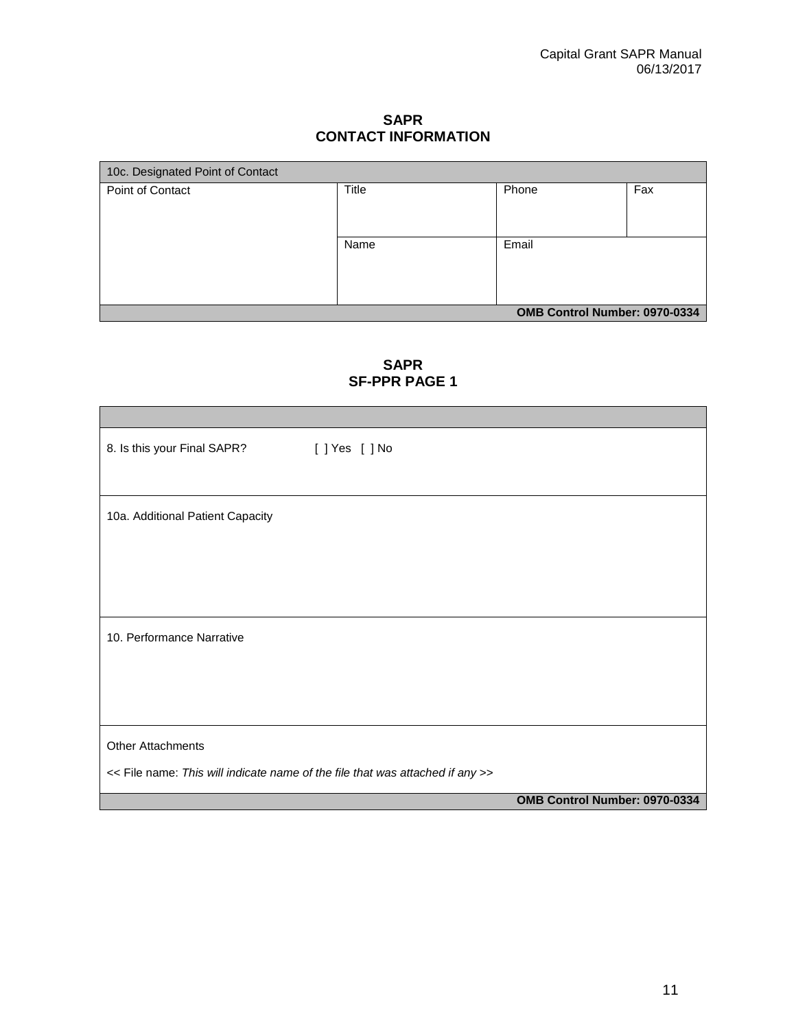## SAPR
## CONTACT INFORMATION

| 10c. Designated Point of Contact | | | |
|---|---|---|---|
| Point of Contact | Title | Phone | Fax |
| | Name | Email | |
| | | | **OMB Control Number: 0970-0334** |

## SAPR
## SF-PPR PAGE 1

| |
|---|
| 8. Is this your Final SAPR? [ ] Yes [ ] No |
| 10a. Additional Patient Capacity |
| 10. Performance Narrative |
| Other Attachments<br><< File name: *This will indicate name of the file that was attached if any* >> |
| **OMB Control Number: 0970-0334** |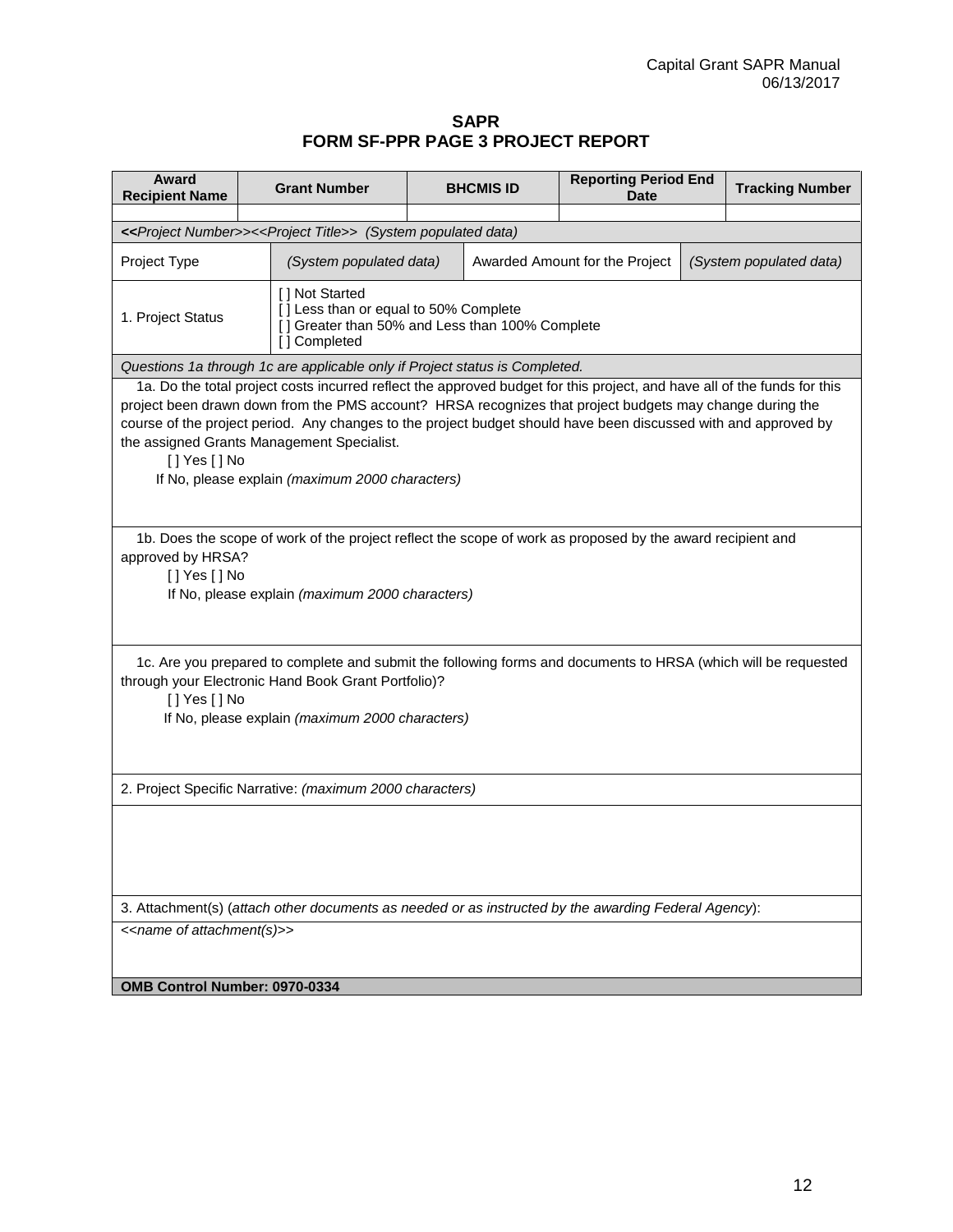# SAPR
# FORM SF-PPR PAGE 3 PROJECT REPORT

| Award Recipient Name | Grant Number | BHCMIS ID | Reporting Period End Date | Tracking Number |
|---|---|---|---|---|
| | | | | |

| | | | |
|---|---|---|---|
| ***<<Project Number>><<Project Title>>  (System populated data)*** | | | |
| Project Type | *(System populated data)* | Awarded Amount for the Project | *(System populated data)* |
| 1. Project Status | [ ] Not Started<br>[ ] Less than or equal to 50% Complete<br>[ ] Greater than 50% and Less than 100% Complete<br>[ ] Completed | | |

*Questions 1a through 1c are applicable only if Project status is Completed.*

1a. Do the total project costs incurred reflect the approved budget for this project, and have all of the funds for this project been drawn down from the PMS account? HRSA recognizes that project budgets may change during the course of the project period. Any changes to the project budget should have been discussed with and approved by the assigned Grants Management Specialist.

[ ] Yes [ ] No

If No, please explain *(maximum 2000 characters)*

1b. Does the scope of work of the project reflect the scope of work as proposed by the award recipient and approved by HRSA?

[ ] Yes [ ] No

If No, please explain *(maximum 2000 characters)*

1c. Are you prepared to complete and submit the following forms and documents to HRSA (which will be requested through your Electronic Hand Book Grant Portfolio)?

[ ] Yes [ ] No

If No, please explain *(maximum 2000 characters)*

2. Project Specific Narrative: *(maximum 2000 characters)*

3. Attachment(s) (*attach other documents as needed or as instructed by the awarding Federal Agency*):

*<<name of attachment(s)>>*

**OMB Control Number: 0970-0334**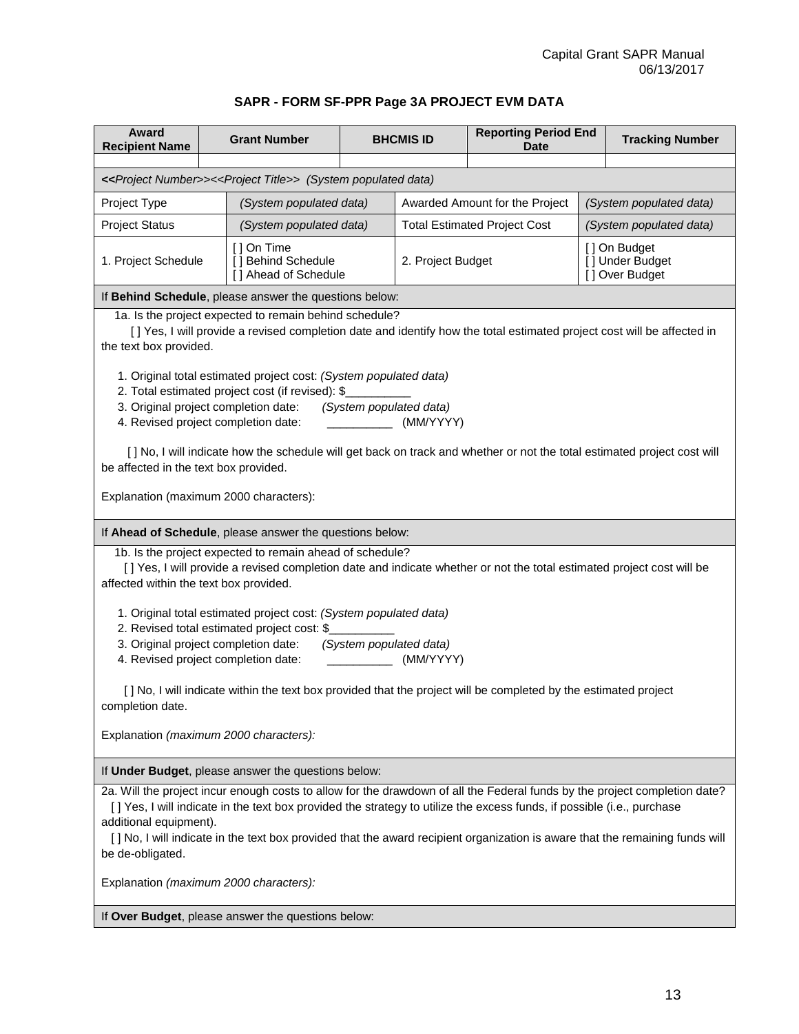### SAPR - FORM SF-PPR Page 3A PROJECT EVM DATA

| Award Recipient Name | Grant Number | BHCMIS ID | Reporting Period End Date | Tracking Number |
|---|---|---|---|---|
| | | | | |

**<<***Project Number>><<Project Title>> (System populated data)*

| | | | |
|---|---|---|---|
| Project Type | *(System populated data)* | Awarded Amount for the Project | *(System populated data)* |
| Project Status | *(System populated data)* | Total Estimated Project Cost | *(System populated data)* |
| 1. Project Schedule | [ ] On Time<br>[ ] Behind Schedule<br>[ ] Ahead of Schedule | 2. Project Budget | [ ] On Budget<br>[ ] Under Budget<br>[ ] Over Budget |

If **Behind Schedule**, please answer the questions below:

1a. Is the project expected to remain behind schedule?

[ ] Yes, I will provide a revised completion date and identify how the total estimated project cost will be affected in the text box provided.

1. Original total estimated project cost: *(System populated data)*
2. Total estimated project cost (if revised): $__________
3. Original project completion date: *(System populated data)*
4. Revised project completion date: __________ (MM/YYYY)

[ ] No, I will indicate how the schedule will get back on track and whether or not the total estimated project cost will be affected in the text box provided.

Explanation (maximum 2000 characters):

If **Ahead of Schedule**, please answer the questions below:

1b. Is the project expected to remain ahead of schedule?

[ ] Yes, I will provide a revised completion date and indicate whether or not the total estimated project cost will be affected within the text box provided.

1. Original total estimated project cost: *(System populated data)*
2. Revised total estimated project cost: $__________
3. Original project completion date: *(System populated data)*
4. Revised project completion date: __________ (MM/YYYY)

[ ] No, I will indicate within the text box provided that the project will be completed by the estimated project completion date.

Explanation *(maximum 2000 characters):*

If **Under Budget**, please answer the questions below:

2a. Will the project incur enough costs to allow for the drawdown of all the Federal funds by the project completion date?

[ ] Yes, I will indicate in the text box provided the strategy to utilize the excess funds, if possible (i.e., purchase additional equipment).

[ ] No, I will indicate in the text box provided that the award recipient organization is aware that the remaining funds will be de-obligated.

Explanation *(maximum 2000 characters):*

If **Over Budget**, please answer the questions below: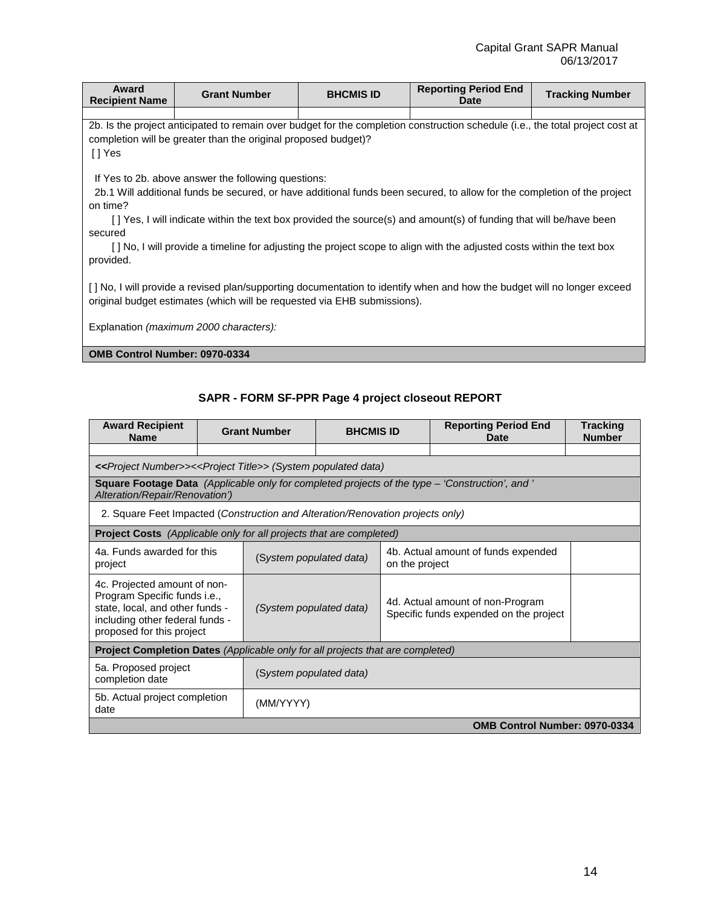| Award Recipient Name | Grant Number | BHCMIS ID | Reporting Period End Date | Tracking Number |
|---|---|---|---|---|
| | | | | |

2b. Is the project anticipated to remain over budget for the completion construction schedule (i.e., the total project cost at completion will be greater than the original proposed budget)?

[ ] Yes

If Yes to 2b. above answer the following questions:

2b.1 Will additional funds be secured, or have additional funds been secured, to allow for the completion of the project on time?

[ ] Yes, I will indicate within the text box provided the source(s) and amount(s) of funding that will be/have been secured

[ ] No, I will provide a timeline for adjusting the project scope to align with the adjusted costs within the text box provided.

[ ] No, I will provide a revised plan/supporting documentation to identify when and how the budget will no longer exceed original budget estimates (which will be requested via EHB submissions).

Explanation *(maximum 2000 characters):*

**OMB Control Number: 0970-0334**

## SAPR - FORM SF-PPR Page 4 project closeout REPORT

| Award Recipient Name | Grant Number | BHCMIS ID | Reporting Period End Date | Tracking Number |
|---|---|---|---|---|
| | | | | |

| | | | |
|---|---|---|---|
| ***<<**Project Number>><<Project Title>> (System populated data)* | | | |
| **Square Footage Data** *(Applicable only for completed projects of the type – 'Construction', and ' Alteration/Repair/Renovation')* | | | |
| 2. Square Feet Impacted (*Construction and Alteration/Renovation projects only)* | | | |
| **Project Costs** *(Applicable only for all projects that are completed)* | | | |
| 4a. Funds awarded for this project | (*System populated data)* | 4b. Actual amount of funds expended on the project | |
| 4c. Projected amount of non-Program Specific funds i.e., state, local, and other funds - including other federal funds - proposed for this project | *(System populated data)* | 4d. Actual amount of non-Program Specific funds expended on the project | |
| **Project Completion Dates** *(Applicable only for all projects that are completed)* | | | |
| 5a. Proposed project completion date | (*System populated data)* | | |
| 5b. Actual project completion date | (MM/YYYY) | | |

**OMB Control Number: 0970-0334**